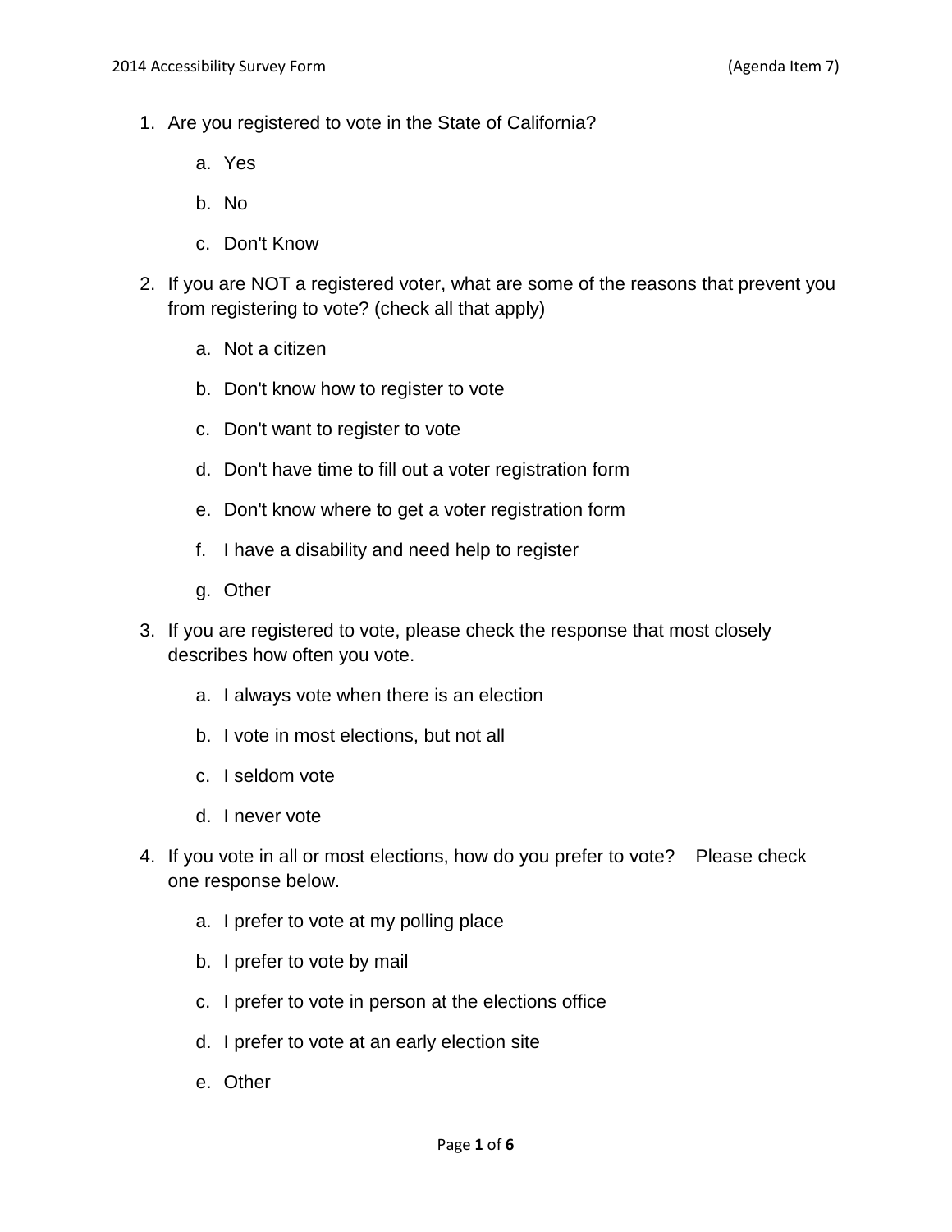1. Are you registered to vote in the State of California?

    a. Yes

    b. No

    c. Don't Know

2. If you are NOT a registered voter, what are some of the reasons that prevent you from registering to vote? (check all that apply)

    a. Not a citizen

    b. Don't know how to register to vote

    c. Don't want to register to vote

    d. Don't have time to fill out a voter registration form

    e. Don't know where to get a voter registration form

    f. I have a disability and need help to register

    g. Other

3. If you are registered to vote, please check the response that most closely describes how often you vote.

    a. I always vote when there is an election

    b. I vote in most elections, but not all

    c. I seldom vote

    d. I never vote

4. If you vote in all or most elections, how do you prefer to vote? Please check one response below.

    a. I prefer to vote at my polling place

    b. I prefer to vote by mail

    c. I prefer to vote in person at the elections office

    d. I prefer to vote at an early election site

    e. Other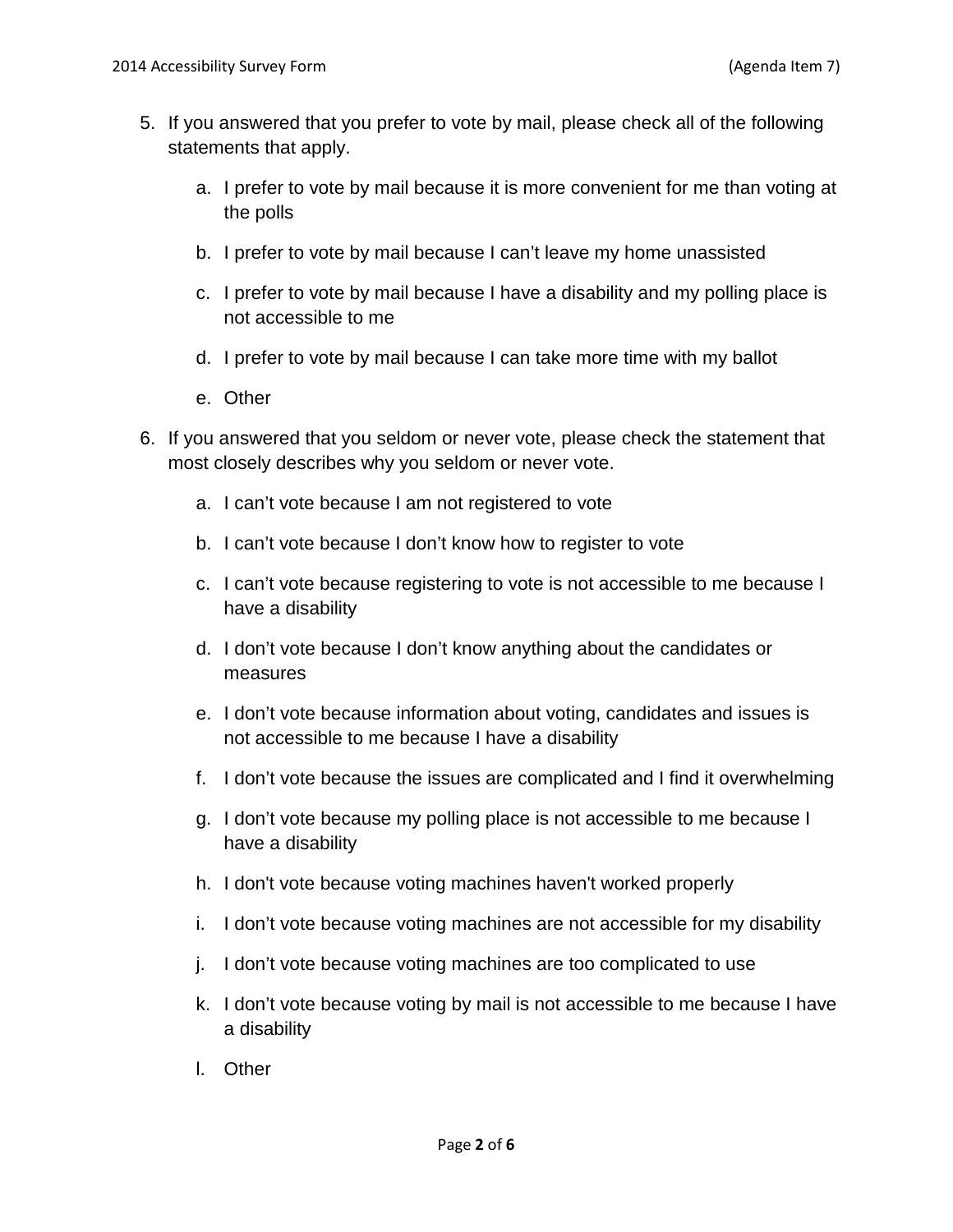5. If you answered that you prefer to vote by mail, please check all of the following statements that apply.

    a. I prefer to vote by mail because it is more convenient for me than voting at the polls

    b. I prefer to vote by mail because I can't leave my home unassisted

    c. I prefer to vote by mail because I have a disability and my polling place is not accessible to me

    d. I prefer to vote by mail because I can take more time with my ballot

    e. Other

6. If you answered that you seldom or never vote, please check the statement that most closely describes why you seldom or never vote.

    a. I can't vote because I am not registered to vote

    b. I can't vote because I don't know how to register to vote

    c. I can't vote because registering to vote is not accessible to me because I have a disability

    d. I don't vote because I don't know anything about the candidates or measures

    e. I don't vote because information about voting, candidates and issues is not accessible to me because I have a disability

    f. I don't vote because the issues are complicated and I find it overwhelming

    g. I don't vote because my polling place is not accessible to me because I have a disability

    h. I don't vote because voting machines haven't worked properly

    i. I don't vote because voting machines are not accessible for my disability

    j. I don't vote because voting machines are too complicated to use

    k. I don't vote because voting by mail is not accessible to me because I have a disability

    l. Other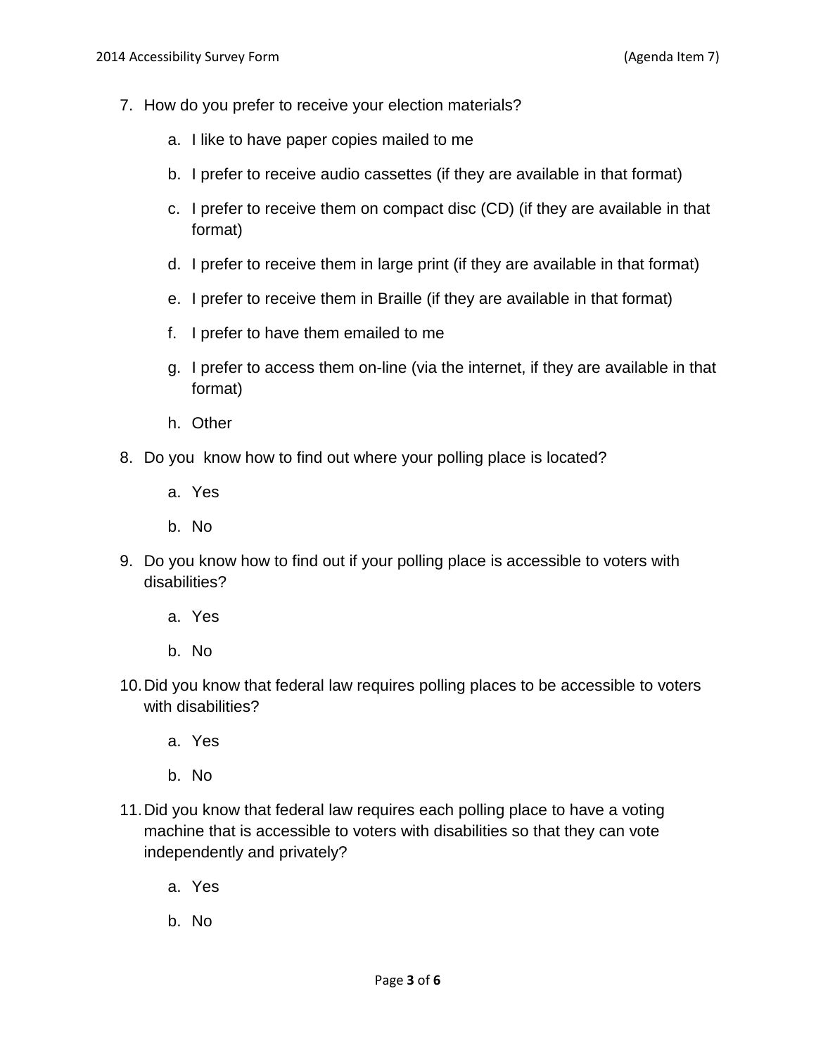7. How do you prefer to receive your election materials?

    a. I like to have paper copies mailed to me

    b. I prefer to receive audio cassettes (if they are available in that format)

    c. I prefer to receive them on compact disc (CD) (if they are available in that format)

    d. I prefer to receive them in large print (if they are available in that format)

    e. I prefer to receive them in Braille (if they are available in that format)

    f. I prefer to have them emailed to me

    g. I prefer to access them on-line (via the internet, if they are available in that format)

    h. Other

8. Do you know how to find out where your polling place is located?

    a. Yes

    b. No

9. Do you know how to find out if your polling place is accessible to voters with disabilities?

    a. Yes

    b. No

10. Did you know that federal law requires polling places to be accessible to voters with disabilities?

    a. Yes

    b. No

11. Did you know that federal law requires each polling place to have a voting machine that is accessible to voters with disabilities so that they can vote independently and privately?

    a. Yes

    b. No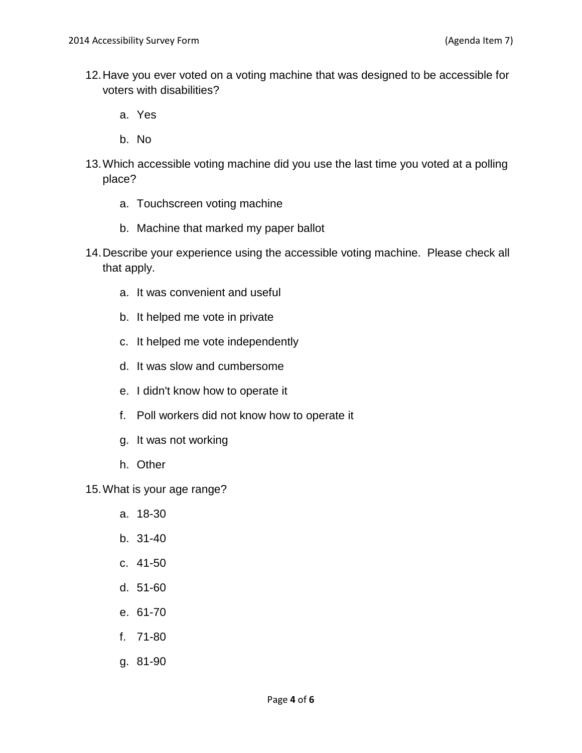12. Have you ever voted on a voting machine that was designed to be accessible for voters with disabilities?

    a. Yes

    b. No

13. Which accessible voting machine did you use the last time you voted at a polling place?

    a. Touchscreen voting machine

    b. Machine that marked my paper ballot

14. Describe your experience using the accessible voting machine. Please check all that apply.

    a. It was convenient and useful

    b. It helped me vote in private

    c. It helped me vote independently

    d. It was slow and cumbersome

    e. I didn't know how to operate it

    f. Poll workers did not know how to operate it

    g. It was not working

    h. Other

15. What is your age range?

    a. 18-30

    b. 31-40

    c. 41-50

    d. 51-60

    e. 61-70

    f. 71-80

    g. 81-90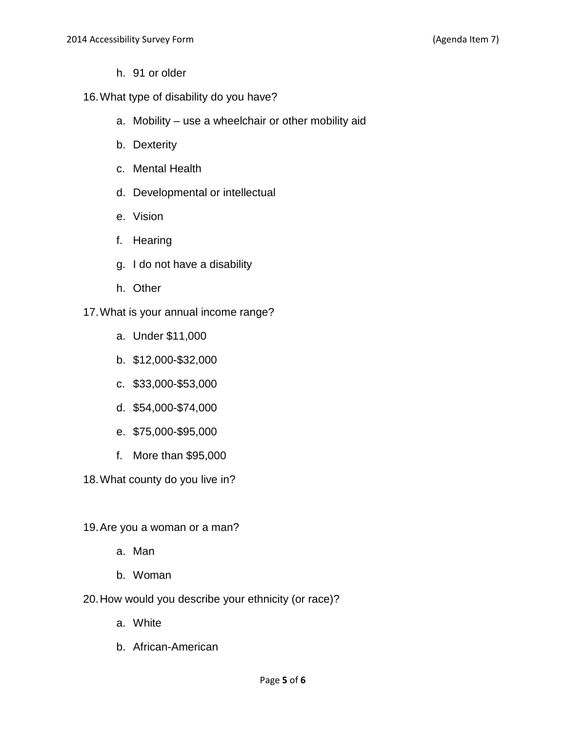h. 91 or older

16. What type of disability do you have?

    a. Mobility – use a wheelchair or other mobility aid

    b. Dexterity

    c. Mental Health

    d. Developmental or intellectual

    e. Vision

    f. Hearing

    g. I do not have a disability

    h. Other

17. What is your annual income range?

    a. Under $11,000

    b. $12,000-$32,000

    c. $33,000-$53,000

    d. $54,000-$74,000

    e. $75,000-$95,000

    f. More than $95,000

18. What county do you live in?

19. Are you a woman or a man?

    a. Man

    b. Woman

20. How would you describe your ethnicity (or race)?

    a. White

    b. African-American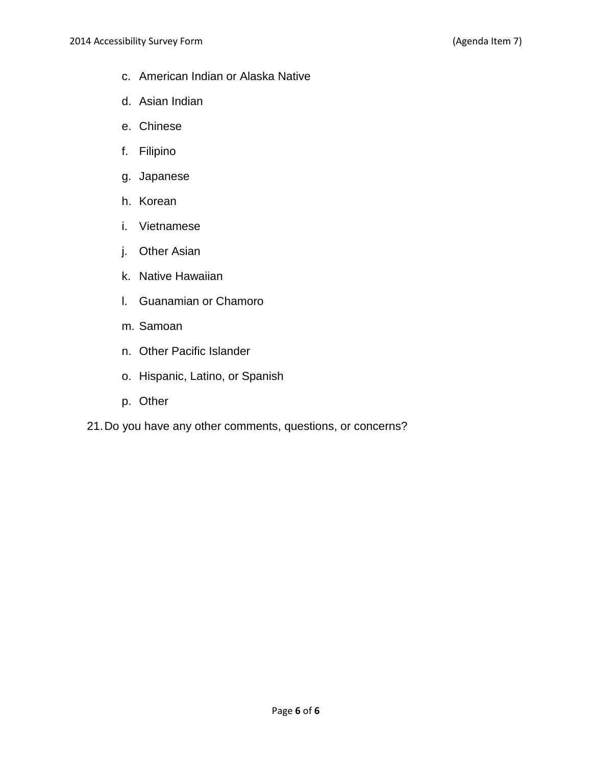c. American Indian or Alaska Native
d. Asian Indian
e. Chinese
f. Filipino
g. Japanese
h. Korean
i. Vietnamese
j. Other Asian
k. Native Hawaiian
l. Guanamian or Chamoro
m. Samoan
n. Other Pacific Islander
o. Hispanic, Latino, or Spanish
p. Other

21. Do you have any other comments, questions, or concerns?